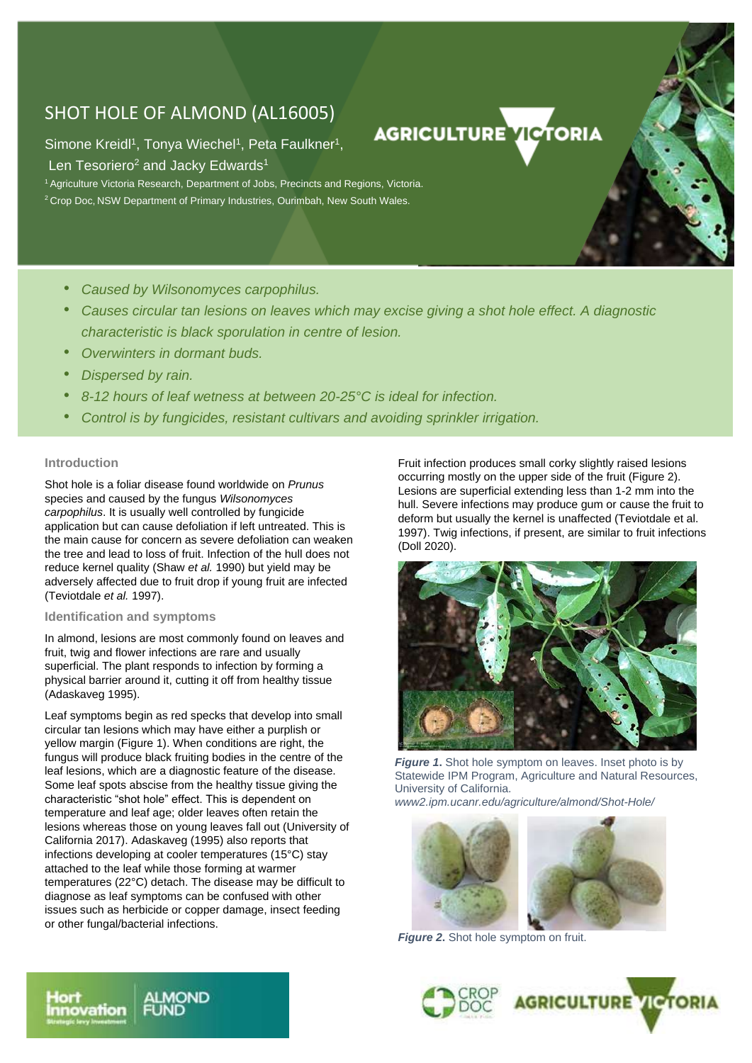# SHOT HOLE OF ALMOND (AL16005)

Simone Kreidl[1], Tonya Wiechel[1], Peta Faulkner[1], Len Tesoriero[2] and Jacky Edwards[1]

[1] Agriculture Victoria Research, Department of Jobs, Precincts and Regions, Victoria.
[2] Crop Doc, NSW Department of Primary Industries, Ourimbah, New South Wales.

- *Caused by Wilsonomyces carpophilus.*
- *Causes circular tan lesions on leaves which may excise giving a shot hole effect. A diagnostic characteristic is black sporulation in centre of lesion.*
- *Overwinters in dormant buds.*
- *Dispersed by rain.*
- *8-12 hours of leaf wetness at between 20-25°C is ideal for infection.*
- *Control is by fungicides, resistant cultivars and avoiding sprinkler irrigation.*

## Introduction

Shot hole is a foliar disease found worldwide on *Prunus* species and caused by the fungus *Wilsonomyces carpophilus*. It is usually well controlled by fungicide application but can cause defoliation if left untreated. This is the main cause for concern as severe defoliation can weaken the tree and lead to loss of fruit. Infection of the hull does not reduce kernel quality (Shaw *et al.* 1990) but yield may be adversely affected due to fruit drop if young fruit are infected (Teviotdale *et al.* 1997).

## Identification and symptoms

In almond, lesions are most commonly found on leaves and fruit, twig and flower infections are rare and usually superficial. The plant responds to infection by forming a physical barrier around it, cutting it off from healthy tissue (Adaskaveg 1995).

Leaf symptoms begin as red specks that develop into small circular tan lesions which may have either a purplish or yellow margin (Figure 1). When conditions are right, the fungus will produce black fruiting bodies in the centre of the leaf lesions, which are a diagnostic feature of the disease. Some leaf spots abscise from the healthy tissue giving the characteristic "shot hole" effect. This is dependent on temperature and leaf age; older leaves often retain the lesions whereas those on young leaves fall out (University of California 2017). Adaskaveg (1995) also reports that infections developing at cooler temperatures (15°C) stay attached to the leaf while those forming at warmer temperatures (22°C) detach. The disease may be difficult to diagnose as leaf symptoms can be confused with other issues such as herbicide or copper damage, insect feeding or other fungal/bacterial infections.

Fruit infection produces small corky slightly raised lesions occurring mostly on the upper side of the fruit (Figure 2). Lesions are superficial extending less than 1-2 mm into the hull. Severe infections may produce gum or cause the fruit to deform but usually the kernel is unaffected (Teviotdale et al. 1997). Twig infections, if present, are similar to fruit infections (Doll 2020).

***Figure 1.*** Shot hole symptom on leaves. Inset photo is by Statewide IPM Program, Agriculture and Natural Resources, University of California.
*www2.ipm.ucanr.edu/agriculture/almond/Shot-Hole/*

***Figure 2.*** Shot hole symptom on fruit.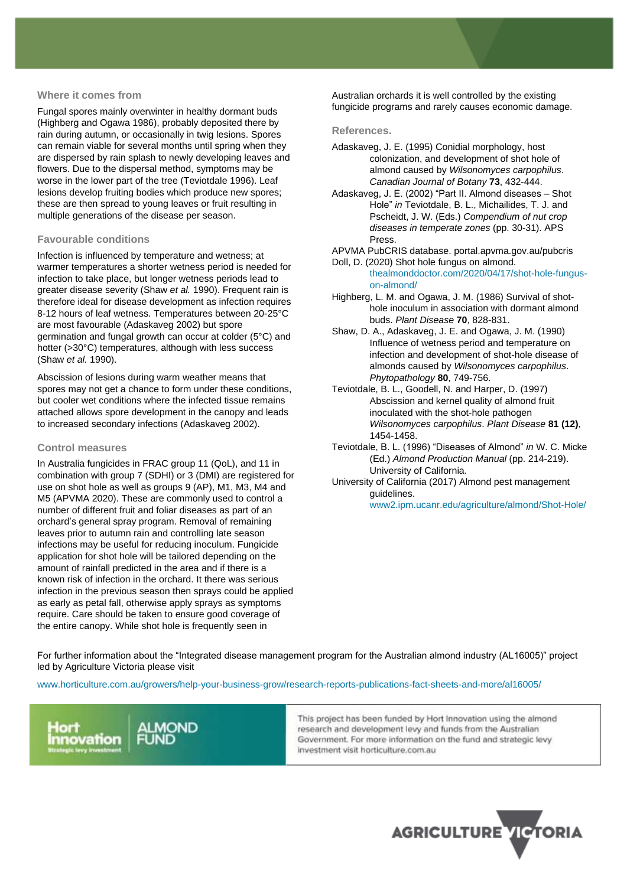### Where it comes from

Fungal spores mainly overwinter in healthy dormant buds (Highberg and Ogawa 1986), probably deposited there by rain during autumn, or occasionally in twig lesions. Spores can remain viable for several months until spring when they are dispersed by rain splash to newly developing leaves and flowers. Due to the dispersal method, symptoms may be worse in the lower part of the tree (Teviotdale 1996). Leaf lesions develop fruiting bodies which produce new spores; these are then spread to young leaves or fruit resulting in multiple generations of the disease per season.

### Favourable conditions

Infection is influenced by temperature and wetness; at warmer temperatures a shorter wetness period is needed for infection to take place, but longer wetness periods lead to greater disease severity (Shaw *et al.* 1990). Frequent rain is therefore ideal for disease development as infection requires 8-12 hours of leaf wetness. Temperatures between 20-25°C are most favourable (Adaskaveg 2002) but spore germination and fungal growth can occur at colder (5°C) and hotter (>30°C) temperatures, although with less success (Shaw *et al.* 1990).

Abscission of lesions during warm weather means that spores may not get a chance to form under these conditions, but cooler wet conditions where the infected tissue remains attached allows spore development in the canopy and leads to increased secondary infections (Adaskaveg 2002).

### Control measures

In Australia fungicides in FRAC group 11 (QoL), and 11 in combination with group 7 (SDHI) or 3 (DMI) are registered for use on shot hole as well as groups 9 (AP), M1, M3, M4 and M5 (APVMA 2020). These are commonly used to control a number of different fruit and foliar diseases as part of an orchard's general spray program. Removal of remaining leaves prior to autumn rain and controlling late season infections may be useful for reducing inoculum. Fungicide application for shot hole will be tailored depending on the amount of rainfall predicted in the area and if there is a known risk of infection in the orchard. It there was serious infection in the previous season then sprays could be applied as early as petal fall, otherwise apply sprays as symptoms require. Care should be taken to ensure good coverage of the entire canopy. While shot hole is frequently seen in Australian orchards it is well controlled by the existing fungicide programs and rarely causes economic damage.

### References.

Adaskaveg, J. E. (1995) Conidial morphology, host colonization, and development of shot hole of almond caused by *Wilsonomyces carpophilus*. *Canadian Journal of Botany* **73**, 432-444.

Adaskaveg, J. E. (2002) "Part II. Almond diseases – Shot Hole" *in* Teviotdale, B. L., Michailides, T. J. and Pscheidt, J. W. (Eds.) *Compendium of nut crop diseases in temperate zones* (pp. 30-31). APS Press.

APVMA PubCRIS database. portal.apvma.gov.au/pubcris

Doll, D. (2020) Shot hole fungus on almond. thealmonddoctor.com/2020/04/17/shot-hole-fungus-on-almond/

Highberg, L. M. and Ogawa, J. M. (1986) Survival of shot-hole inoculum in association with dormant almond buds. *Plant Disease* **70**, 828-831.

Shaw, D. A., Adaskaveg, J. E. and Ogawa, J. M. (1990) Influence of wetness period and temperature on infection and development of shot-hole disease of almonds caused by *Wilsonomyces carpophilus*. *Phytopathology* **80**, 749-756.

Teviotdale, B. L., Goodell, N. and Harper, D. (1997) Abscission and kernel quality of almond fruit inoculated with the shot-hole pathogen *Wilsonomyces carpophilus*. *Plant Disease* **81 (12)**, 1454-1458.

Teviotdale, B. L. (1996) "Diseases of Almond" *in* W. C. Micke (Ed.) *Almond Production Manual* (pp. 214-219). University of California.

University of California (2017) Almond pest management guidelines. www2.ipm.ucanr.edu/agriculture/almond/Shot-Hole/

For further information about the "Integrated disease management program for the Australian almond industry (AL16005)" project led by Agriculture Victoria please visit

www.horticulture.com.au/growers/help-your-business-grow/research-reports-publications-fact-sheets-and-more/al16005/

Hort Innovation — Strategic levy investment | ALMOND FUND

This project has been funded by Hort Innovation using the almond research and development levy and funds from the Australian Government. For more information on the fund and strategic levy investment visit horticulture.com.au

AGRICULTURE VICTORIA